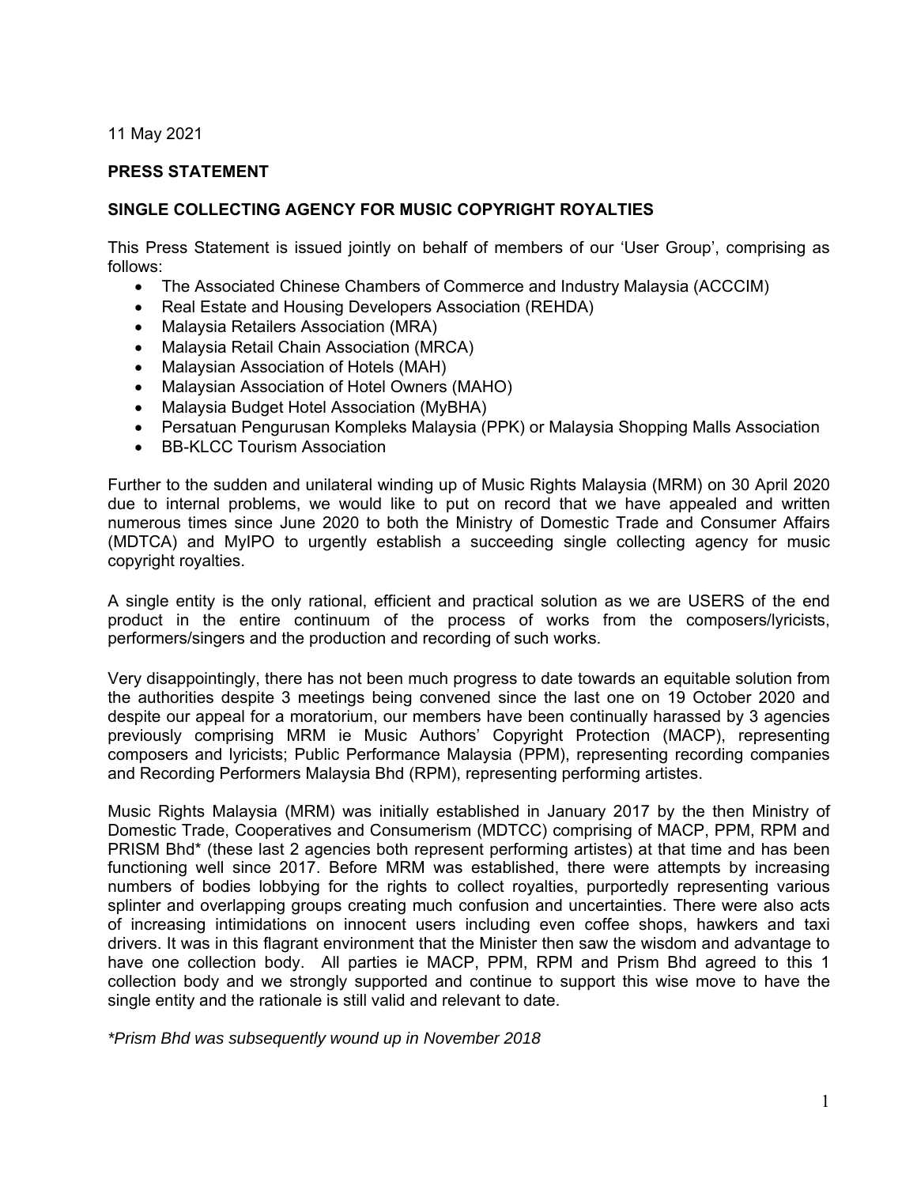11 May 2021

**PRESS STATEMENT**

**SINGLE COLLECTING AGENCY FOR MUSIC COPYRIGHT ROYALTIES**

This Press Statement is issued jointly on behalf of members of our 'User Group', comprising as follows:

- The Associated Chinese Chambers of Commerce and Industry Malaysia (ACCCIM)
- Real Estate and Housing Developers Association (REHDA)
- Malaysia Retailers Association (MRA)
- Malaysia Retail Chain Association (MRCA)
- Malaysian Association of Hotels (MAH)
- Malaysian Association of Hotel Owners (MAHO)
- Malaysia Budget Hotel Association (MyBHA)
- Persatuan Pengurusan Kompleks Malaysia (PPK) or Malaysia Shopping Malls Association
- BB-KLCC Tourism Association

Further to the sudden and unilateral winding up of Music Rights Malaysia (MRM) on 30 April 2020 due to internal problems, we would like to put on record that we have appealed and written numerous times since June 2020 to both the Ministry of Domestic Trade and Consumer Affairs (MDTCA) and MyIPO to urgently establish a succeeding single collecting agency for music copyright royalties.

A single entity is the only rational, efficient and practical solution as we are USERS of the end product in the entire continuum of the process of works from the composers/lyricists, performers/singers and the production and recording of such works.

Very disappointingly, there has not been much progress to date towards an equitable solution from the authorities despite 3 meetings being convened since the last one on 19 October 2020 and despite our appeal for a moratorium, our members have been continually harassed by 3 agencies previously comprising MRM ie Music Authors' Copyright Protection (MACP), representing composers and lyricists; Public Performance Malaysia (PPM), representing recording companies and Recording Performers Malaysia Bhd (RPM), representing performing artistes.

Music Rights Malaysia (MRM) was initially established in January 2017 by the then Ministry of Domestic Trade, Cooperatives and Consumerism (MDTCC) comprising of MACP, PPM, RPM and PRISM Bhd* (these last 2 agencies both represent performing artistes) at that time and has been functioning well since 2017. Before MRM was established, there were attempts by increasing numbers of bodies lobbying for the rights to collect royalties, purportedly representing various splinter and overlapping groups creating much confusion and uncertainties. There were also acts of increasing intimidations on innocent users including even coffee shops, hawkers and taxi drivers. It was in this flagrant environment that the Minister then saw the wisdom and advantage to have one collection body. All parties ie MACP, PPM, RPM and Prism Bhd agreed to this 1 collection body and we strongly supported and continue to support this wise move to have the single entity and the rationale is still valid and relevant to date.

*\*Prism Bhd was subsequently wound up in November 2018*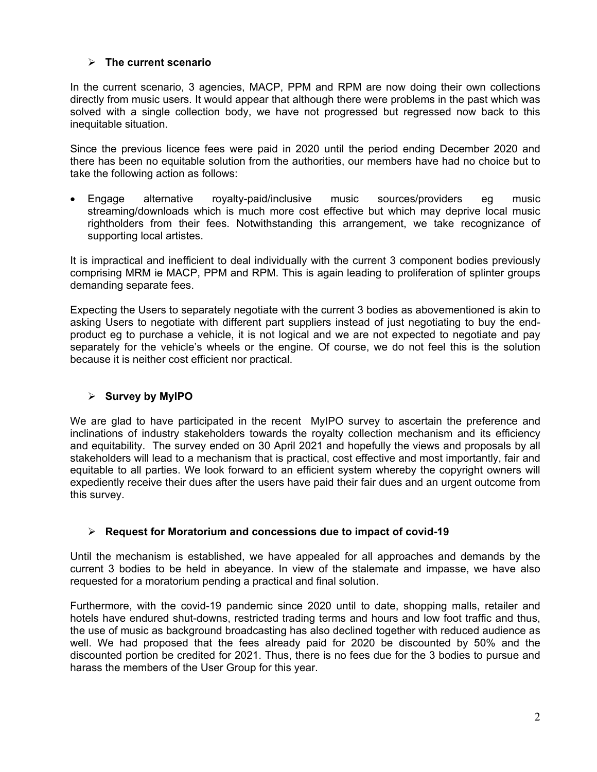- **The current scenario**

In the current scenario, 3 agencies, MACP, PPM and RPM are now doing their own collections directly from music users. It would appear that although there were problems in the past which was solved with a single collection body, we have not progressed but regressed now back to this inequitable situation.

Since the previous licence fees were paid in 2020 until the period ending December 2020 and there has been no equitable solution from the authorities, our members have had no choice but to take the following action as follows:

- Engage alternative royalty-paid/inclusive music sources/providers eg music streaming/downloads which is much more cost effective but which may deprive local music rightholders from their fees. Notwithstanding this arrangement, we take recognizance of supporting local artistes.

It is impractical and inefficient to deal individually with the current 3 component bodies previously comprising MRM ie MACP, PPM and RPM. This is again leading to proliferation of splinter groups demanding separate fees.

Expecting the Users to separately negotiate with the current 3 bodies as abovementioned is akin to asking Users to negotiate with different part suppliers instead of just negotiating to buy the end-product eg to purchase a vehicle, it is not logical and we are not expected to negotiate and pay separately for the vehicle's wheels or the engine. Of course, we do not feel this is the solution because it is neither cost efficient nor practical.

- **Survey by MyIPO**

We are glad to have participated in the recent MyIPO survey to ascertain the preference and inclinations of industry stakeholders towards the royalty collection mechanism and its efficiency and equitability. The survey ended on 30 April 2021 and hopefully the views and proposals by all stakeholders will lead to a mechanism that is practical, cost effective and most importantly, fair and equitable to all parties. We look forward to an efficient system whereby the copyright owners will expediently receive their dues after the users have paid their fair dues and an urgent outcome from this survey.

- **Request for Moratorium and concessions due to impact of covid-19**

Until the mechanism is established, we have appealed for all approaches and demands by the current 3 bodies to be held in abeyance. In view of the stalemate and impasse, we have also requested for a moratorium pending a practical and final solution.

Furthermore, with the covid-19 pandemic since 2020 until to date, shopping malls, retailer and hotels have endured shut-downs, restricted trading terms and hours and low foot traffic and thus, the use of music as background broadcasting has also declined together with reduced audience as well. We had proposed that the fees already paid for 2020 be discounted by 50% and the discounted portion be credited for 2021. Thus, there is no fees due for the 3 bodies to pursue and harass the members of the User Group for this year.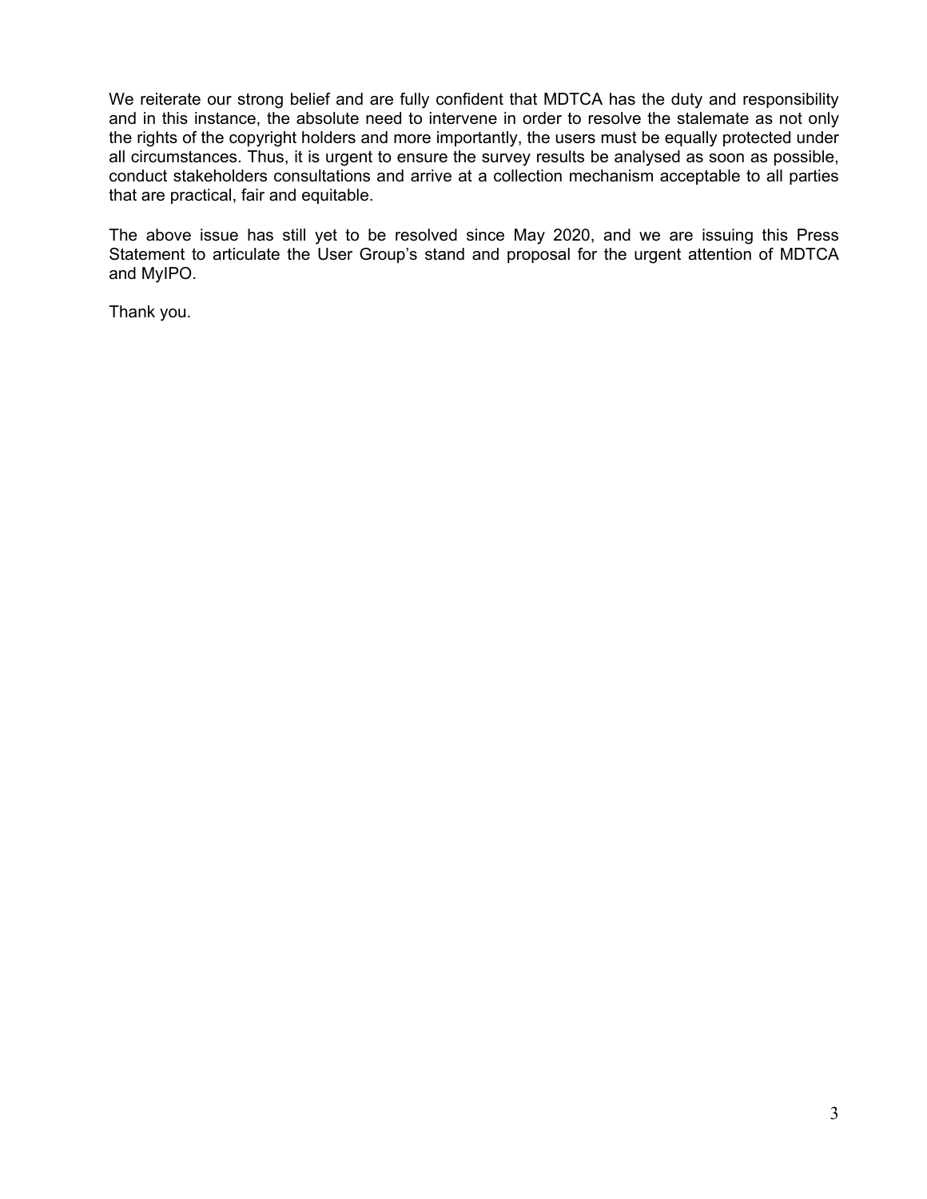We reiterate our strong belief and are fully confident that MDTCA has the duty and responsibility and in this instance, the absolute need to intervene in order to resolve the stalemate as not only the rights of the copyright holders and more importantly, the users must be equally protected under all circumstances. Thus, it is urgent to ensure the survey results be analysed as soon as possible, conduct stakeholders consultations and arrive at a collection mechanism acceptable to all parties that are practical, fair and equitable.

The above issue has still yet to be resolved since May 2020, and we are issuing this Press Statement to articulate the User Group's stand and proposal for the urgent attention of MDTCA and MyIPO.

Thank you.